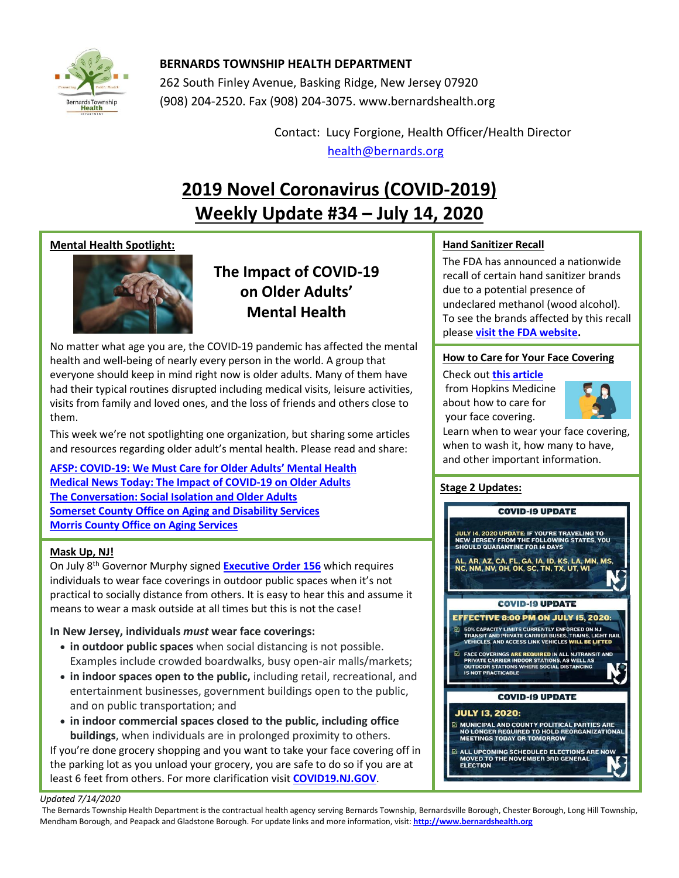**BERNARDS TOWNSHIP HEALTH DEPARTMENT**
262 South Finley Avenue, Basking Ridge, New Jersey 07920
(908) 204-2520. Fax (908) 204-3075. www.bernardshealth.org

Contact: Lucy Forgione, Health Officer/Health Director
health@bernards.org

# 2019 Novel Coronavirus (COVID-2019) Weekly Update #34 – July 14, 2020

## Mental Health Spotlight:

### The Impact of COVID-19 on Older Adults' Mental Health

No matter what age you are, the COVID-19 pandemic has affected the mental health and well-being of nearly every person in the world. A group that everyone should keep in mind right now is older adults. Many of them have had their typical routines disrupted including medical visits, leisure activities, visits from family and loved ones, and the loss of friends and others close to them.

This week we're not spotlighting one organization, but sharing some articles and resources regarding older adult's mental health. Please read and share:

**AFSP: COVID-19: We Must Care for Older Adults' Mental Health**
**Medical News Today: The Impact of COVID-19 on Older Adults**
**The Conversation: Social Isolation and Older Adults**
**Somerset County Office on Aging and Disability Services**
**Morris County Office on Aging Services**

## Mask Up, NJ!

On July 8th Governor Murphy signed **Executive Order 156** which requires individuals to wear face coverings in outdoor public spaces when it's not practical to socially distance from others. It is easy to hear this and assume it means to wear a mask outside at all times but this is not the case!

**In New Jersey, individuals *must* wear face coverings:**

- **in outdoor public spaces** when social distancing is not possible. Examples include crowded boardwalks, busy open-air malls/markets;
- **in indoor spaces open to the public,** including retail, recreational, and entertainment businesses, government buildings open to the public, and on public transportation; and
- **in indoor commercial spaces closed to the public, including office buildings**, when individuals are in prolonged proximity to others.

If you're done grocery shopping and you want to take your face covering off in the parking lot as you unload your grocery, you are safe to do so if you are at least 6 feet from others. For more clarification visit **COVID19.NJ.GOV**.

## Hand Sanitizer Recall

The FDA has announced a nationwide recall of certain hand sanitizer brands due to a potential presence of undeclared methanol (wood alcohol). To see the brands affected by this recall please **visit the FDA website**.

## How to Care for Your Face Covering

Check out **this article** from Hopkins Medicine about how to care for your face covering. Learn when to wear your face covering, when to wash it, how many to have, and other important information.

## Stage 2 Updates:

**COVID-19 UPDATE**

JULY 14, 2020 UPDATE: IF YOU'RE TRAVELING TO NEW JERSEY FROM THE FOLLOWING STATES, YOU SHOULD QUARANTINE FOR 14 DAYS

AL, AR, AZ, CA, FL, GA, IA, ID, KS, LA, MN, MS, NC, NM, NV, OH, OK, SC, TN, TX, UT, WI

**COVID-19 UPDATE**

EFFECTIVE 8:00 PM ON JULY 15, 2020:

- 50% CAPACITY LIMITS CURRENTLY ENFORCED ON NJ TRANSIT AND PRIVATE CARRIER BUSES, TRAINS, LIGHT RAIL VEHICLES, AND ACCESS LINK VEHICLES WILL BE LIFTED
- FACE COVERINGS ARE REQUIRED IN ALL NJTRANSIT AND PRIVATE CARRIER INDOOR STATIONS, AS WELL AS OUTDOOR STATIONS WHERE SOCIAL DISTANCING IS NOT PRACTICABLE

**COVID-19 UPDATE**

JULY 13, 2020:

- MUNICIPAL AND COUNTY POLITICAL PARTIES ARE NO LONGER REQUIRED TO HOLD REORGANIZATIONAL MEETINGS TODAY OR TOMORROW
- ALL UPCOMING SCHEDULED ELECTIONS ARE NOW MOVED TO THE NOVEMBER 3RD GENERAL ELECTION

*Updated 7/14/2020*

The Bernards Township Health Department is the contractual health agency serving Bernards Township, Bernardsville Borough, Chester Borough, Long Hill Township, Mendham Borough, and Peapack and Gladstone Borough. For update links and more information, visit: **http://www.bernardshealth.org**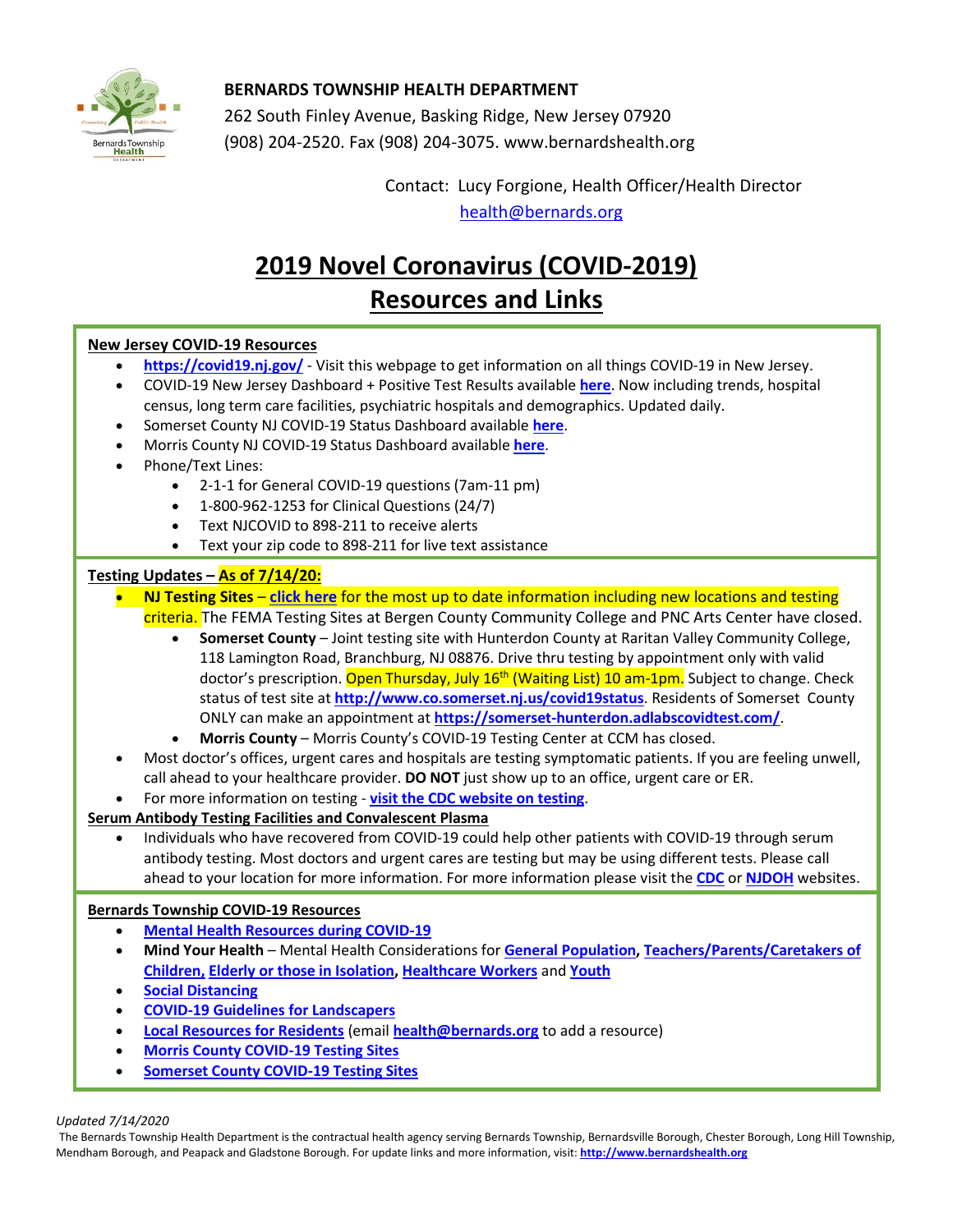**BERNARDS TOWNSHIP HEALTH DEPARTMENT**

262 South Finley Avenue, Basking Ridge, New Jersey 07920

(908) 204-2520. Fax (908) 204-3075. www.bernardshealth.org

Contact: Lucy Forgione, Health Officer/Health Director

health@bernards.org

# 2019 Novel Coronavirus (COVID-2019) Resources and Links

**New Jersey COVID-19 Resources**

- **https://covid19.nj.gov/** - Visit this webpage to get information on all things COVID-19 in New Jersey.
- COVID-19 New Jersey Dashboard + Positive Test Results available **here**. Now including trends, hospital census, long term care facilities, psychiatric hospitals and demographics. Updated daily.
- Somerset County NJ COVID-19 Status Dashboard available **here**.
- Morris County NJ COVID-19 Status Dashboard available **here**.
- Phone/Text Lines:
  - 2-1-1 for General COVID-19 questions (7am-11 pm)
  - 1-800-962-1253 for Clinical Questions (24/7)
  - Text NJCOVID to 898-211 to receive alerts
  - Text your zip code to 898-211 for live text assistance

**Testing Updates – As of 7/14/20:**

- **NJ Testing Sites** – **click here** for the most up to date information including new locations and testing criteria. The FEMA Testing Sites at Bergen County Community College and PNC Arts Center have closed.
  - **Somerset County** – Joint testing site with Hunterdon County at Raritan Valley Community College, 118 Lamington Road, Branchburg, NJ 08876. Drive thru testing by appointment only with valid doctor's prescription. Open Thursday, July 16th (Waiting List) 10 am-1pm. Subject to change. Check status of test site at **http://www.co.somerset.nj.us/covid19status**. Residents of Somerset County ONLY can make an appointment at **https://somerset-hunterdon.adlabscovidtest.com/**.
  - **Morris County** – Morris County's COVID-19 Testing Center at CCM has closed.
- Most doctor's offices, urgent cares and hospitals are testing symptomatic patients. If you are feeling unwell, call ahead to your healthcare provider. **DO NOT** just show up to an office, urgent care or ER.
- For more information on testing - **visit the CDC website on testing**.

**Serum Antibody Testing Facilities and Convalescent Plasma**

- Individuals who have recovered from COVID-19 could help other patients with COVID-19 through serum antibody testing. Most doctors and urgent cares are testing but may be using different tests. Please call ahead to your location for more information. For more information please visit the **CDC** or **NJDOH** websites.

**Bernards Township COVID-19 Resources**

- **Mental Health Resources during COVID-19**
- **Mind Your Health** – Mental Health Considerations for **General Population**, **Teachers/Parents/Caretakers of Children**, **Elderly or those in Isolation**, **Healthcare Workers** and **Youth**
- **Social Distancing**
- **COVID-19 Guidelines for Landscapers**
- **Local Resources for Residents** (email **health@bernards.org** to add a resource)
- **Morris County COVID-19 Testing Sites**
- **Somerset County COVID-19 Testing Sites**

*Updated 7/14/2020*

The Bernards Township Health Department is the contractual health agency serving Bernards Township, Bernardsville Borough, Chester Borough, Long Hill Township, Mendham Borough, and Peapack and Gladstone Borough. For update links and more information, visit: **http://www.bernardshealth.org**